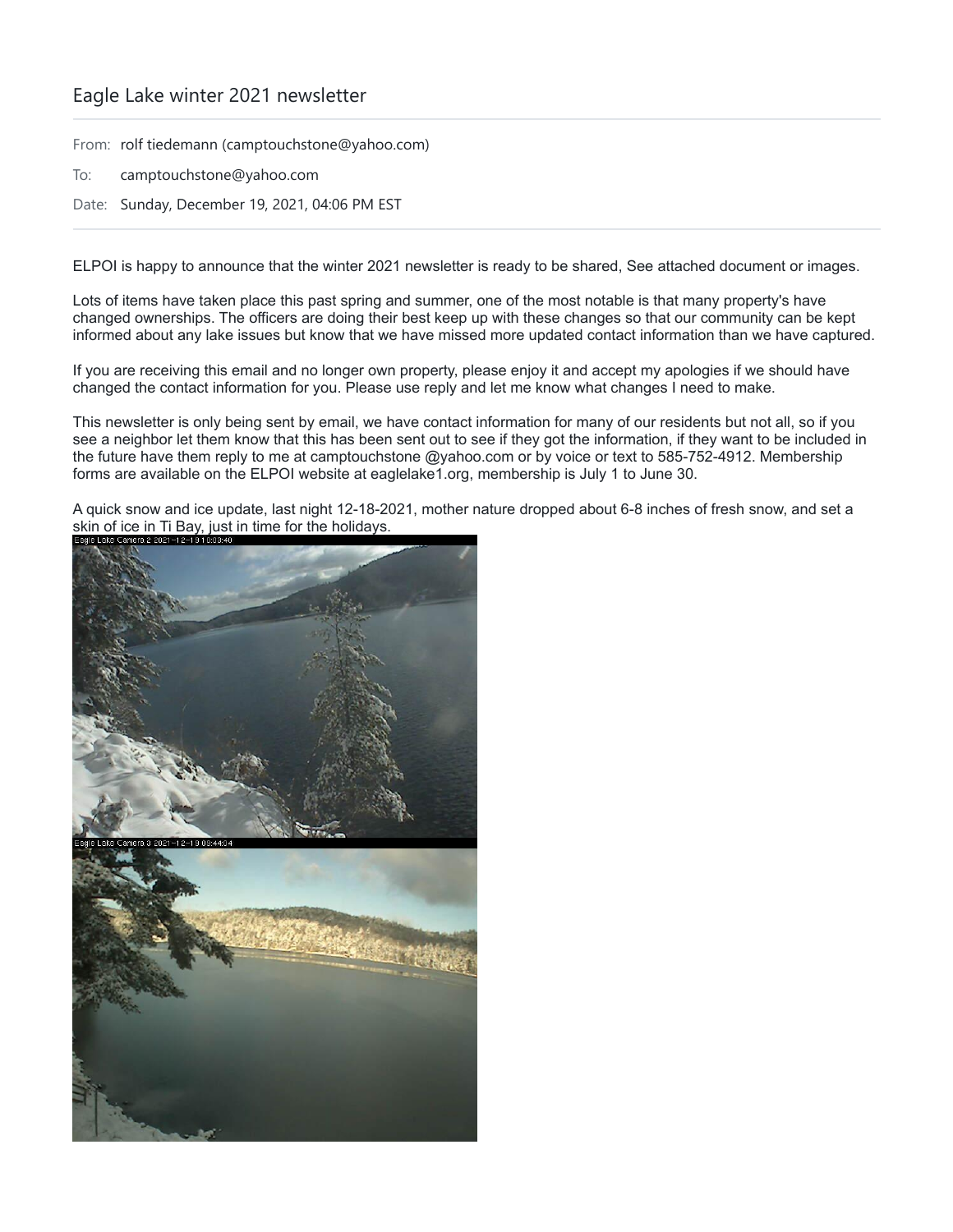# Eagle Lake winter 2021 newsletter

From: rolf tiedemann (camptouchstone@yahoo.com)

To: camptouchstone@yahoo.com

Date: Sunday, December 19, 2021, 04:06 PM EST

ELPOI is happy to announce that the winter 2021 newsletter is ready to be shared, See attached document or images.

Lots of items have taken place this past spring and summer, one of the most notable is that many property's have changed ownerships. The officers are doing their best keep up with these changes so that our community can be kept informed about any lake issues but know that we have missed more updated contact information than we have captured.

If you are receiving this email and no longer own property, please enjoy it and accept my apologies if we should have changed the contact information for you. Please use reply and let me know what changes I need to make.

This newsletter is only being sent by email, we have contact information for many of our residents but not all, so if you see a neighbor let them know that this has been sent out to see if they got the information, if they want to be included in the future have them reply to me at camptouchstone @yahoo.com or by voice or text to 585-752-4912. Membership forms are available on the ELPOI website at eaglelake1.org, membership is July 1 to June 30.

A quick snow and ice update, last night 12-18-2021, mother nature dropped about 6-8 inches of fresh snow, and set a skin of ice in Ti Bay, just in time for the holidays.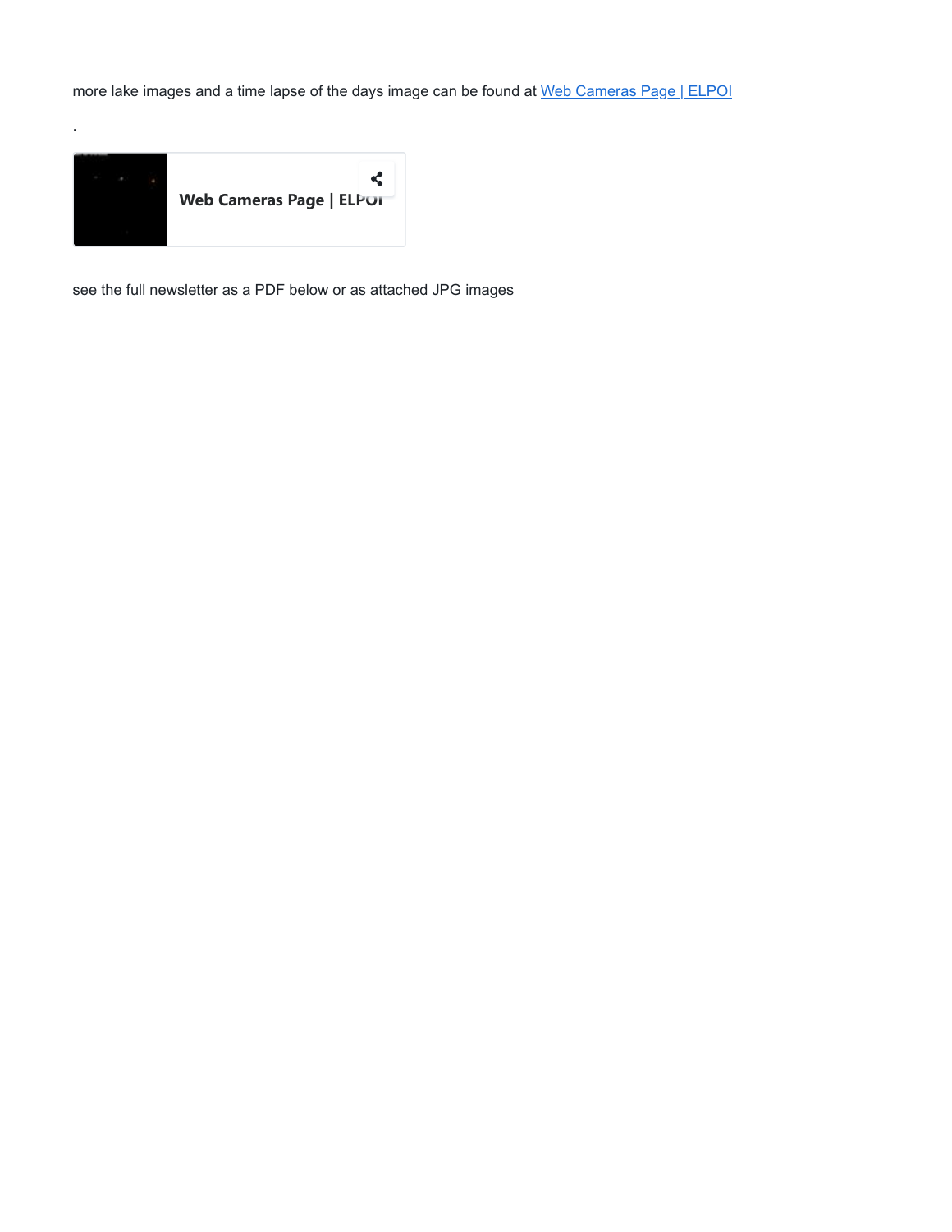more lake images and a time lapse of the days image can be found at [Web Cameras Page | ELPOI]

.

**Web Cameras Page | ELPOI**

see the full newsletter as a PDF below or as attached JPG images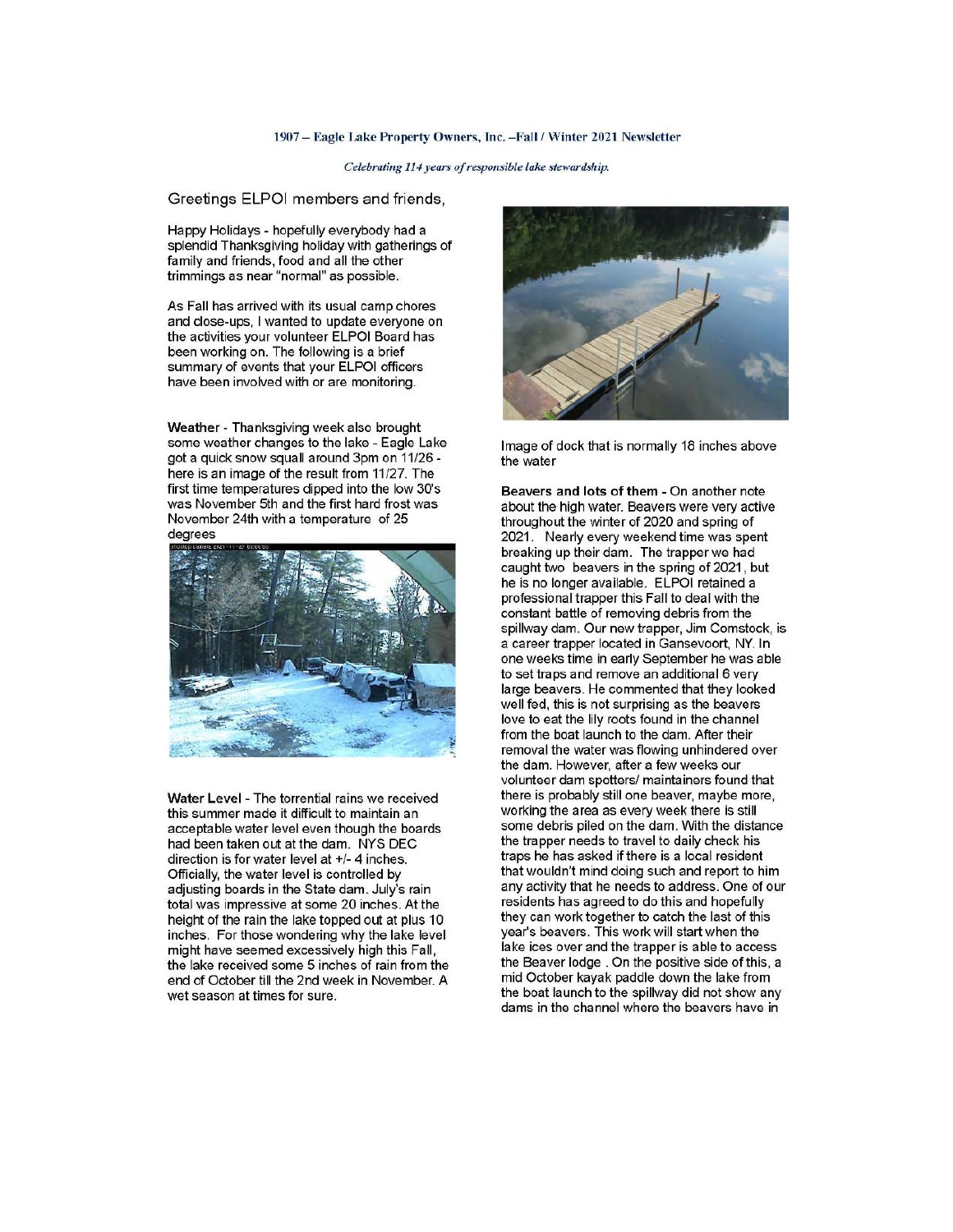**1907 – Eagle Lake Property Owners, Inc. –Fall / Winter 2021 Newsletter**

*Celebrating 114 years of responsible lake stewardship.*

Greetings ELPOI members and friends,

Happy Holidays - hopefully everybody had a splendid Thanksgiving holiday with gatherings of family and friends, food and all the other trimmings as near "normal" as possible.

As Fall has arrived with its usual camp chores and close-ups, I wanted to update everyone on the activities your volunteer ELPOI Board has been working on. The following is a brief summary of events that your ELPOI officers have been involved with or are monitoring.

**Weather** - Thanksgiving week also brought some weather changes to the lake - Eagle Lake got a quick snow squall around 3pm on 11/26 - here is an image of the result from 11/27. The first time temperatures dipped into the low 30's was November 5th and the first hard frost was November 24th with a temperature of 25 degrees

**Water Level** - The torrential rains we received this summer made it difficult to maintain an acceptable water level even though the boards had been taken out at the dam. NYS DEC direction is for water level at +/- 4 inches. Officially, the water level is controlled by adjusting boards in the State dam. July's rain total was impressive at some 20 inches. At the height of the rain the lake topped out at plus 10 inches. For those wondering why the lake level might have seemed excessively high this Fall, the lake received some 5 inches of rain from the end of October till the 2nd week in November. A wet season at times for sure.

Image of dock that is normally 18 inches above the water

**Beavers and lots of them** - On another note about the high water. Beavers were very active throughout the winter of 2020 and spring of 2021. Nearly every weekend time was spent breaking up their dam. The trapper we had caught two beavers in the spring of 2021, but he is no longer available. ELPOI retained a professional trapper this Fall to deal with the constant battle of removing debris from the spillway dam. Our new trapper, Jim Comstock, is a career trapper located in Gansevoort, NY. In one weeks time in early September he was able to set traps and remove an additional 6 very large beavers. He commented that they looked well fed, this is not surprising as the beavers love to eat the lily roots found in the channel from the boat launch to the dam. After their removal the water was flowing unhindered over the dam. However, after a few weeks our volunteer dam spotters/ maintainers found that there is probably still one beaver, maybe more, working the area as every week there is still some debris piled on the dam. With the distance the trapper needs to travel to daily check his traps he has asked if there is a local resident that wouldn't mind doing such and report to him any activity that he needs to address. One of our residents has agreed to do this and hopefully they can work together to catch the last of this year's beavers. This work will start when the lake ices over and the trapper is able to access the Beaver lodge . On the positive side of this, a mid October kayak paddle down the lake from the boat launch to the spillway did not show any dams in the channel where the beavers have in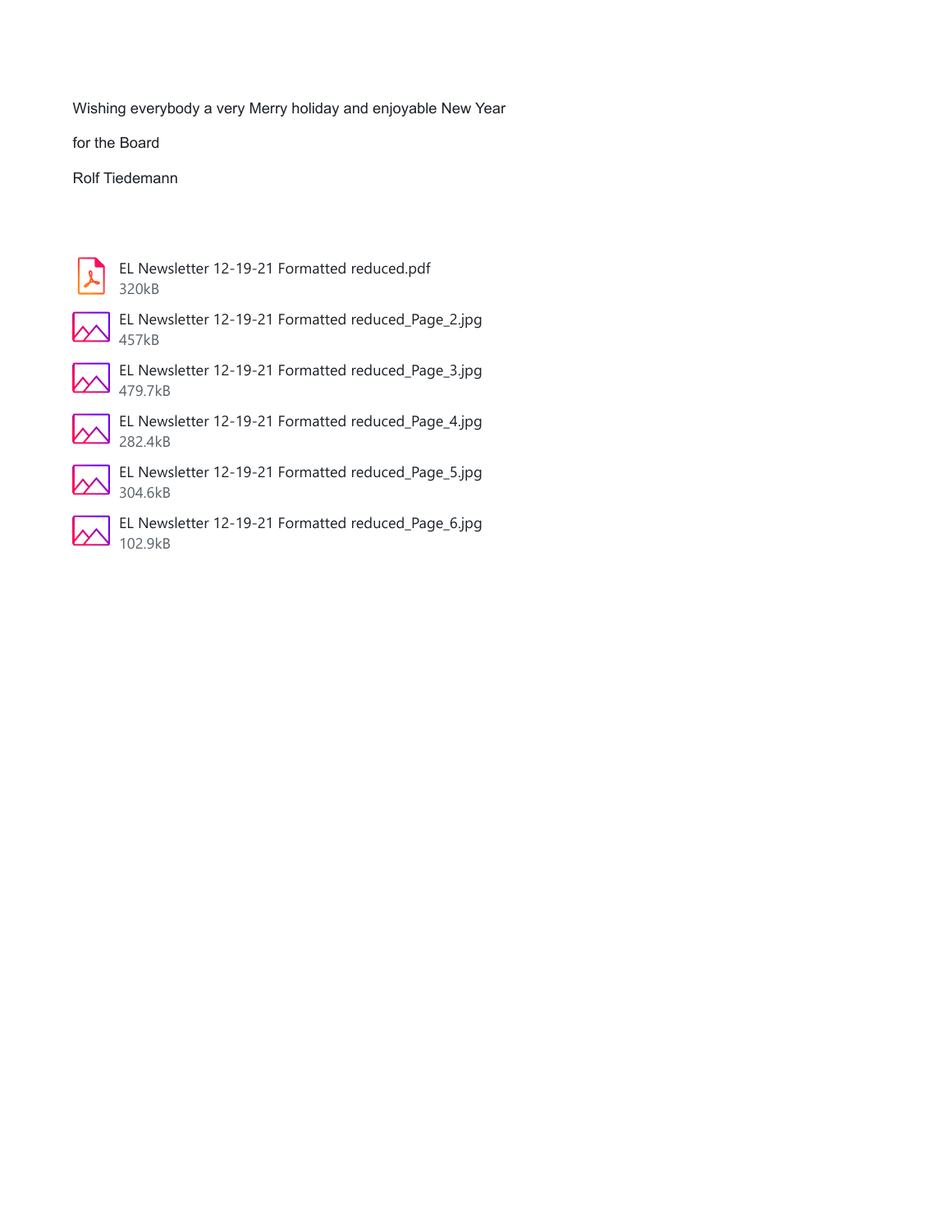Wishing everybody a very Merry holiday and enjoyable New Year

for the Board

Rolf Tiedemann

EL Newsletter 12-19-21 Formatted reduced.pdf
320kB

EL Newsletter 12-19-21 Formatted reduced_Page_2.jpg
457kB

EL Newsletter 12-19-21 Formatted reduced_Page_3.jpg
479.7kB

EL Newsletter 12-19-21 Formatted reduced_Page_4.jpg
282.4kB

EL Newsletter 12-19-21 Formatted reduced_Page_5.jpg
304.6kB

EL Newsletter 12-19-21 Formatted reduced_Page_6.jpg
102.9kB